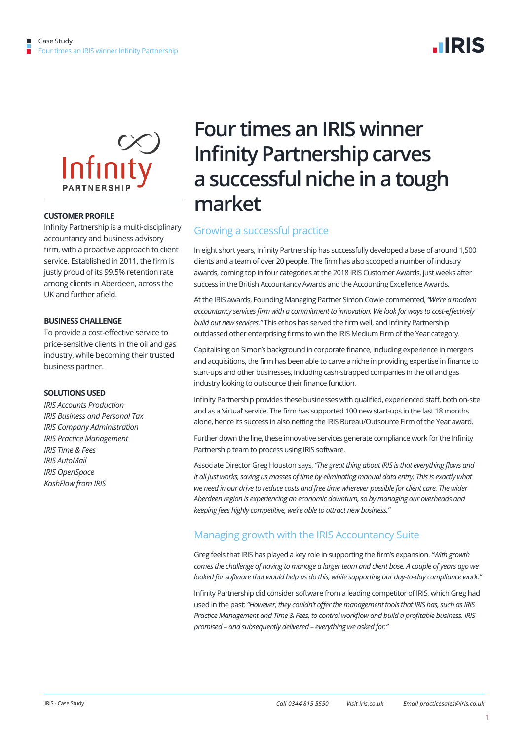# Four times an IRIS winner Infinity Partnership carves a successful niche in a tough market

**CUSTOMER PROFILE**

Infinity Partnership is a multi-disciplinary accountancy and business advisory firm, with a proactive approach to client service. Established in 2011, the firm is justly proud of its 99.5% retention rate among clients in Aberdeen, across the UK and further afield.

**BUSINESS CHALLENGE**

To provide a cost-effective service to price-sensitive clients in the oil and gas industry, while becoming their trusted business partner.

**SOLUTIONS USED**

*IRIS Accounts Production*
*IRIS Business and Personal Tax*
*IRIS Company Administration*
*IRIS Practice Management*
*IRIS Time & Fees*
*IRIS AutoMail*
*IRIS OpenSpace*
*KashFlow from IRIS*

## Growing a successful practice

In eight short years, Infinity Partnership has successfully developed a base of around 1,500 clients and a team of over 20 people. The firm has also scooped a number of industry awards, coming top in four categories at the 2018 IRIS Customer Awards, just weeks after success in the British Accountancy Awards and the Accounting Excellence Awards.

At the IRIS awards, Founding Managing Partner Simon Cowie commented, *"We're a modern accountancy services firm with a commitment to innovation. We look for ways to cost-effectively build out new services."* This ethos has served the firm well, and Infinity Partnership outclassed other enterprising firms to win the IRIS Medium Firm of the Year category.

Capitalising on Simon's background in corporate finance, including experience in mergers and acquisitions, the firm has been able to carve a niche in providing expertise in finance to start-ups and other businesses, including cash-strapped companies in the oil and gas industry looking to outsource their finance function.

Infinity Partnership provides these businesses with qualified, experienced staff, both on-site and as a 'virtual' service. The firm has supported 100 new start-ups in the last 18 months alone, hence its success in also netting the IRIS Bureau/Outsource Firm of the Year award.

Further down the line, these innovative services generate compliance work for the Infinity Partnership team to process using IRIS software.

Associate Director Greg Houston says, *"The great thing about IRIS is that everything flows and it all just works, saving us masses of time by eliminating manual data entry. This is exactly what we need in our drive to reduce costs and free time wherever possible for client care. The wider Aberdeen region is experiencing an economic downturn, so by managing our overheads and keeping fees highly competitive, we're able to attract new business."*

## Managing growth with the IRIS Accountancy Suite

Greg feels that IRIS has played a key role in supporting the firm's expansion. *"With growth comes the challenge of having to manage a larger team and client base. A couple of years ago we looked for software that would help us do this, while supporting our day-to-day compliance work."*

Infinity Partnership did consider software from a leading competitor of IRIS, which Greg had used in the past: *"However, they couldn't offer the management tools that IRIS has, such as IRIS Practice Management and Time & Fees, to control workflow and build a profitable business. IRIS promised – and subsequently delivered – everything we asked for."*

*Call 0344 815 5550* *Visit iris.co.uk* *Email practicesales@iris.co.uk*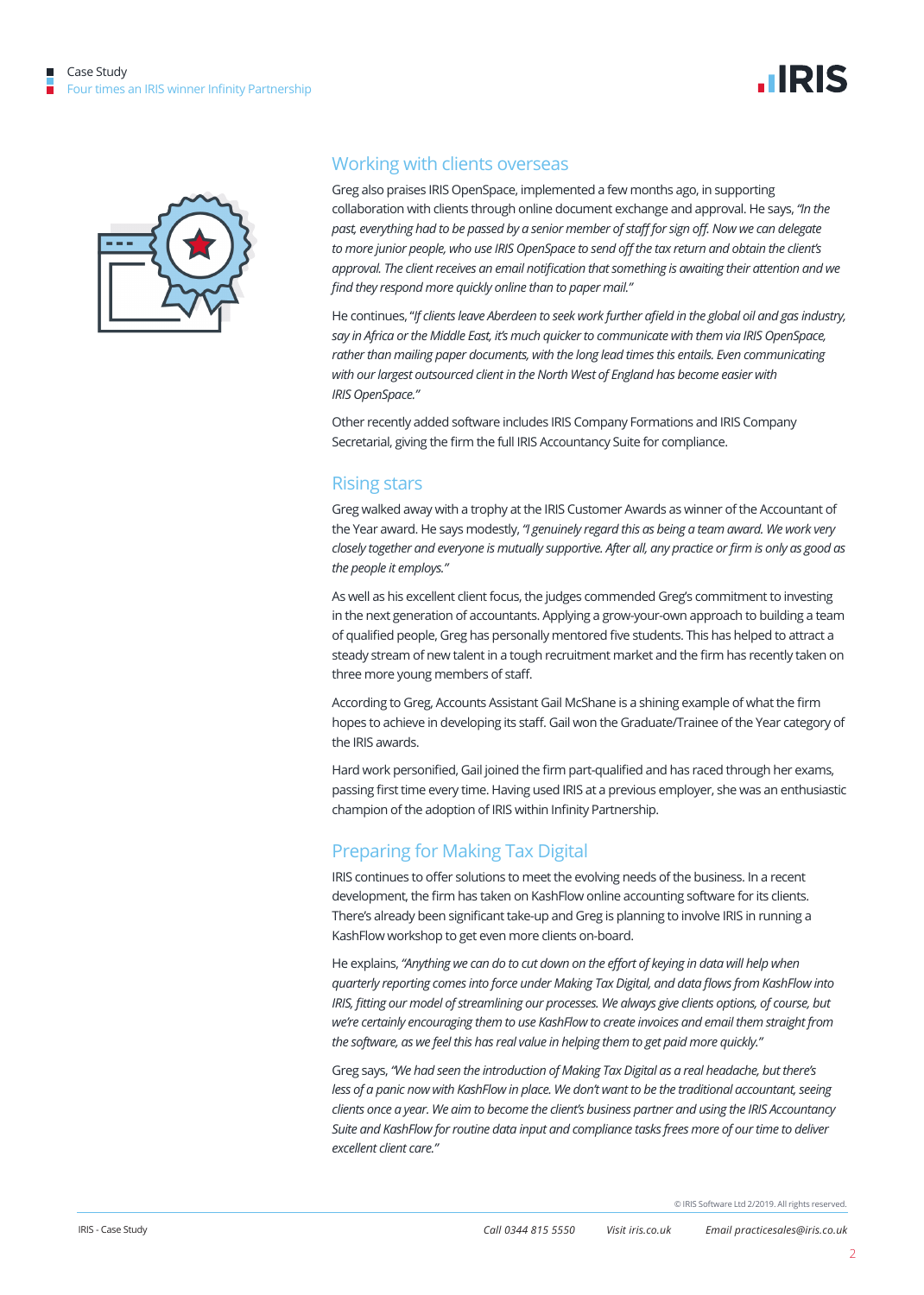## Working with clients overseas

Greg also praises IRIS OpenSpace, implemented a few months ago, in supporting collaboration with clients through online document exchange and approval. He says, *"In the past, everything had to be passed by a senior member of staff for sign off. Now we can delegate to more junior people, who use IRIS OpenSpace to send off the tax return and obtain the client's approval. The client receives an email notification that something is awaiting their attention and we find they respond more quickly online than to paper mail."*

He continues, *"If clients leave Aberdeen to seek work further afield in the global oil and gas industry, say in Africa or the Middle East, it's much quicker to communicate with them via IRIS OpenSpace, rather than mailing paper documents, with the long lead times this entails. Even communicating with our largest outsourced client in the North West of England has become easier with IRIS OpenSpace."*

Other recently added software includes IRIS Company Formations and IRIS Company Secretarial, giving the firm the full IRIS Accountancy Suite for compliance.

## Rising stars

Greg walked away with a trophy at the IRIS Customer Awards as winner of the Accountant of the Year award. He says modestly, *"I genuinely regard this as being a team award. We work very closely together and everyone is mutually supportive. After all, any practice or firm is only as good as the people it employs."*

As well as his excellent client focus, the judges commended Greg's commitment to investing in the next generation of accountants. Applying a grow-your-own approach to building a team of qualified people, Greg has personally mentored five students. This has helped to attract a steady stream of new talent in a tough recruitment market and the firm has recently taken on three more young members of staff.

According to Greg, Accounts Assistant Gail McShane is a shining example of what the firm hopes to achieve in developing its staff. Gail won the Graduate/Trainee of the Year category of the IRIS awards.

Hard work personified, Gail joined the firm part-qualified and has raced through her exams, passing first time every time. Having used IRIS at a previous employer, she was an enthusiastic champion of the adoption of IRIS within Infinity Partnership.

## Preparing for Making Tax Digital

IRIS continues to offer solutions to meet the evolving needs of the business. In a recent development, the firm has taken on KashFlow online accounting software for its clients. There's already been significant take-up and Greg is planning to involve IRIS in running a KashFlow workshop to get even more clients on-board.

He explains, *"Anything we can do to cut down on the effort of keying in data will help when quarterly reporting comes into force under Making Tax Digital, and data flows from KashFlow into IRIS, fitting our model of streamlining our processes. We always give clients options, of course, but we're certainly encouraging them to use KashFlow to create invoices and email them straight from the software, as we feel this has real value in helping them to get paid more quickly."*

Greg says, *"We had seen the introduction of Making Tax Digital as a real headache, but there's less of a panic now with KashFlow in place. We don't want to be the traditional accountant, seeing clients once a year. We aim to become the client's business partner and using the IRIS Accountancy Suite and KashFlow for routine data input and compliance tasks frees more of our time to deliver excellent client care."*

© IRIS Software Ltd 2/2019. All rights reserved.

IRIS - Case Study

*Call 0344 815 5550* *Visit iris.co.uk* *Email practicesales@iris.co.uk*